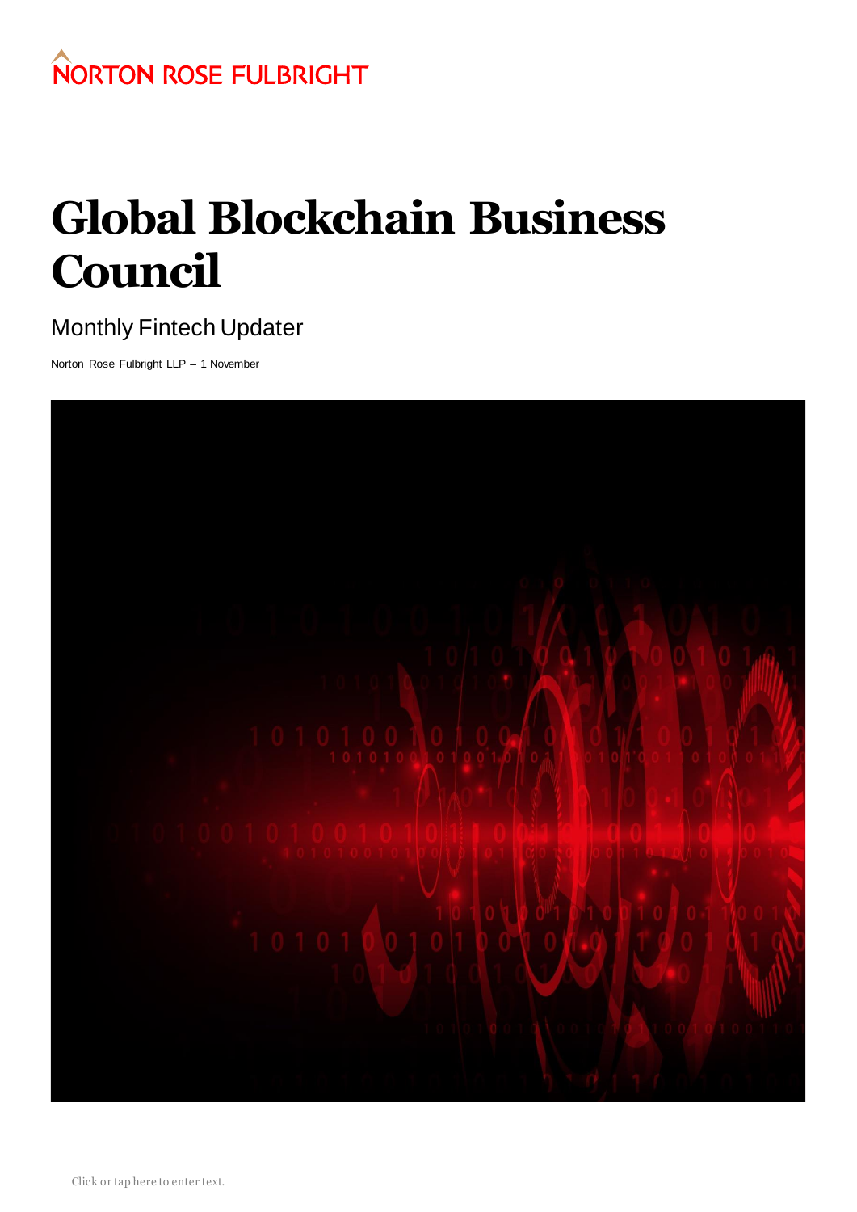NORTON ROSE FULBRIGHT

# Global Blockchain Business Council

## Monthly Fintech Updater

Norton Rose Fulbright LLP – 1 November

Click or tap here to enter text.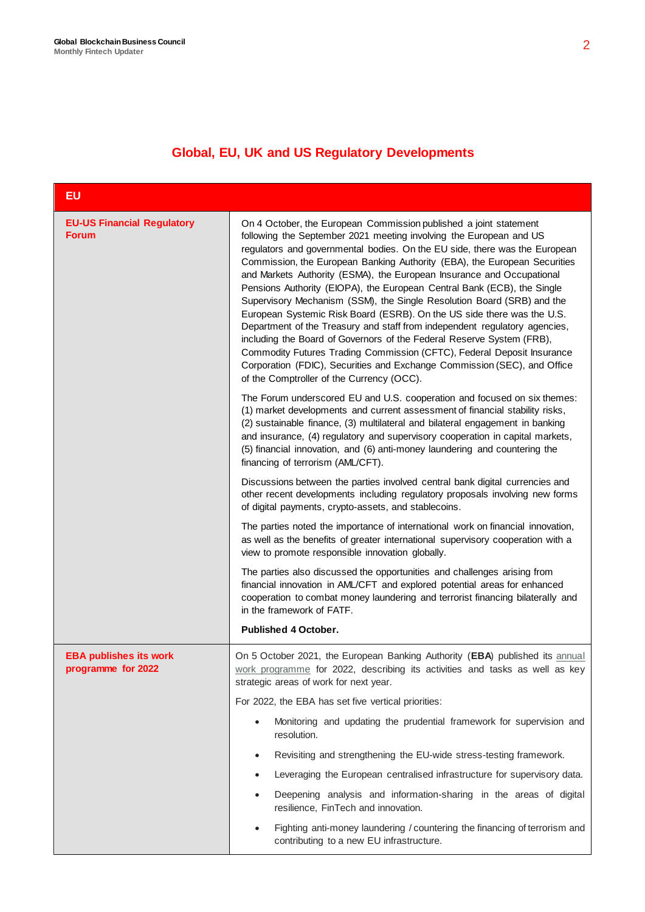# Global, EU, UK and US Regulatory Developments

| EU | |
|---|---|
| **EU-US Financial Regulatory Forum** | On 4 October, the European Commission published a joint statement following the September 2021 meeting involving the European and US regulators and governmental bodies. On the EU side, there was the European Commission, the European Banking Authority (EBA), the European Securities and Markets Authority (ESMA), the European Insurance and Occupational Pensions Authority (EIOPA), the European Central Bank (ECB), the Single Supervisory Mechanism (SSM), the Single Resolution Board (SRB) and the European Systemic Risk Board (ESRB). On the US side there was the U.S. Department of the Treasury and staff from independent regulatory agencies, including the Board of Governors of the Federal Reserve System (FRB), Commodity Futures Trading Commission (CFTC), Federal Deposit Insurance Corporation (FDIC), Securities and Exchange Commission (SEC), and Office of the Comptroller of the Currency (OCC).<br><br>The Forum underscored EU and U.S. cooperation and focused on six themes: (1) market developments and current assessment of financial stability risks, (2) sustainable finance, (3) multilateral and bilateral engagement in banking and insurance, (4) regulatory and supervisory cooperation in capital markets, (5) financial innovation, and (6) anti-money laundering and countering the financing of terrorism (AML/CFT).<br><br>Discussions between the parties involved central bank digital currencies and other recent developments including regulatory proposals involving new forms of digital payments, crypto-assets, and stablecoins.<br><br>The parties noted the importance of international work on financial innovation, as well as the benefits of greater international supervisory cooperation with a view to promote responsible innovation globally.<br><br>The parties also discussed the opportunities and challenges arising from financial innovation in AML/CFT and explored potential areas for enhanced cooperation to combat money laundering and terrorist financing bilaterally and in the framework of FATF.<br><br>**Published 4 October.** |
| **EBA publishes its work programme for 2022** | On 5 October 2021, the European Banking Authority (**EBA**) published its annual work programme for 2022, describing its activities and tasks as well as key strategic areas of work for next year.<br><br>For 2022, the EBA has set five vertical priorities:<br><br>• Monitoring and updating the prudential framework for supervision and resolution.<br>• Revisiting and strengthening the EU-wide stress-testing framework.<br>• Leveraging the European centralised infrastructure for supervisory data.<br>• Deepening analysis and information-sharing in the areas of digital resilience, FinTech and innovation.<br>• Fighting anti-money laundering / countering the financing of terrorism and contributing to a new EU infrastructure. |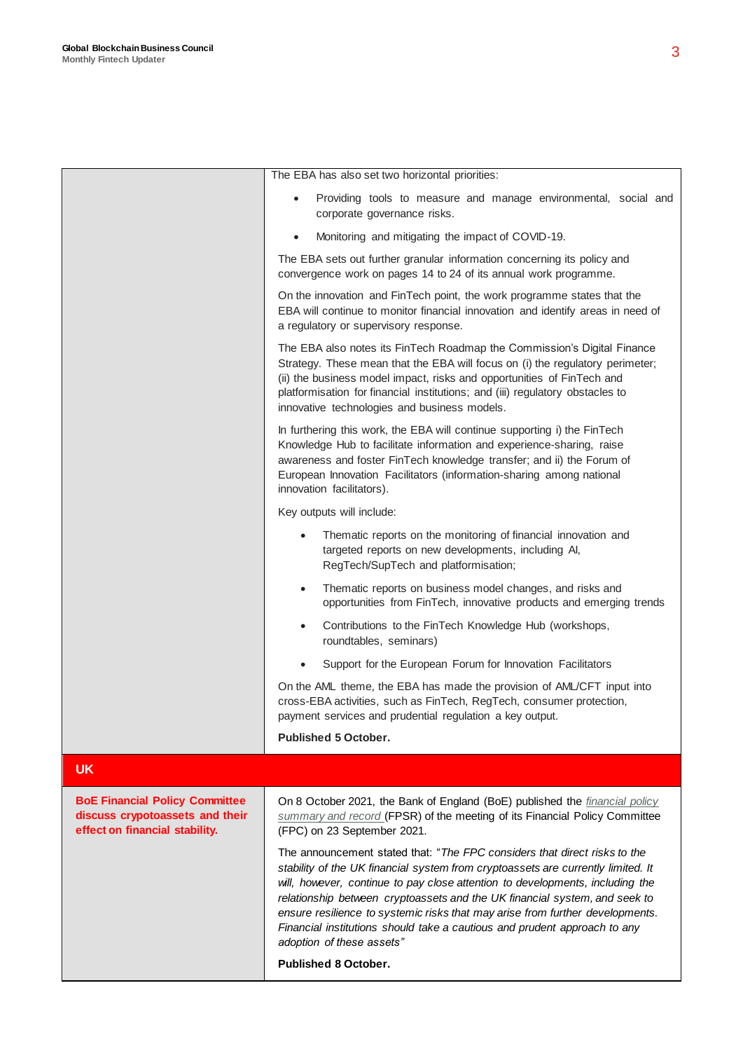| | |
|---|---|
| | The EBA has also set two horizontal priorities:<br><br>• Providing tools to measure and manage environmental, social and corporate governance risks.<br>• Monitoring and mitigating the impact of COVID-19.<br><br>The EBA sets out further granular information concerning its policy and convergence work on pages 14 to 24 of its annual work programme.<br><br>On the innovation and FinTech point, the work programme states that the EBA will continue to monitor financial innovation and identify areas in need of a regulatory or supervisory response.<br><br>The EBA also notes its FinTech Roadmap the Commission's Digital Finance Strategy. These mean that the EBA will focus on (i) the regulatory perimeter; (ii) the business model impact, risks and opportunities of FinTech and platformisation for financial institutions; and (iii) regulatory obstacles to innovative technologies and business models.<br><br>In furthering this work, the EBA will continue supporting i) the FinTech Knowledge Hub to facilitate information and experience-sharing, raise awareness and foster FinTech knowledge transfer; and ii) the Forum of European Innovation Facilitators (information-sharing among national innovation facilitators).<br><br>Key outputs will include:<br><br>• Thematic reports on the monitoring of financial innovation and targeted reports on new developments, including AI, RegTech/SupTech and platformisation;<br>• Thematic reports on business model changes, and risks and opportunities from FinTech, innovative products and emerging trends<br>• Contributions to the FinTech Knowledge Hub (workshops, roundtables, seminars)<br>• Support for the European Forum for Innovation Facilitators<br><br>On the AML theme, the EBA has made the provision of AML/CFT input into cross-EBA activities, such as FinTech, RegTech, consumer protection, payment services and prudential regulation a key output.<br><br>**Published 5 October.** |
| **UK** | |
| **BoE Financial Policy Committee discuss crypotoassets and their effect on financial stability.** | On 8 October 2021, the Bank of England (BoE) published the *financial policy summary and record* (FPSR) of the meeting of its Financial Policy Committee (FPC) on 23 September 2021.<br><br>The announcement stated that: "*The FPC considers that direct risks to the stability of the UK financial system from cryptoassets are currently limited. It will, however, continue to pay close attention to developments, including the relationship between cryptoassets and the UK financial system, and seek to ensure resilience to systemic risks that may arise from further developments. Financial institutions should take a cautious and prudent approach to any adoption of these assets*"<br><br>**Published 8 October.** |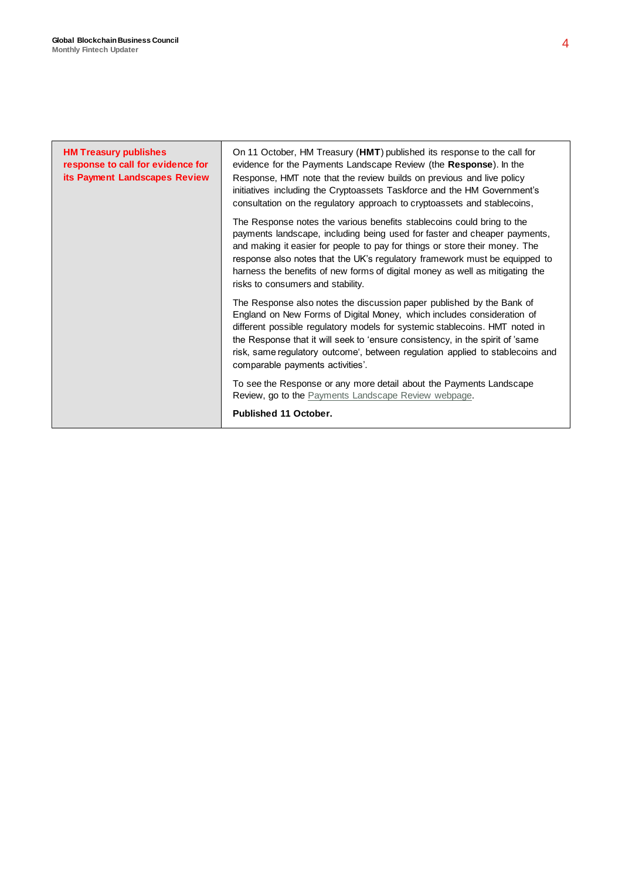| **HM Treasury publishes response to call for evidence for its Payment Landscapes Review** | On 11 October, HM Treasury (**HMT**) published its response to the call for evidence for the Payments Landscape Review (the **Response**). In the Response, HMT note that the review builds on previous and live policy initiatives including the Cryptoassets Taskforce and the HM Government's consultation on the regulatory approach to cryptoassets and stablecoins,<br><br>The Response notes the various benefits stablecoins could bring to the payments landscape, including being used for faster and cheaper payments, and making it easier for people to pay for things or store their money. The response also notes that the UK's regulatory framework must be equipped to harness the benefits of new forms of digital money as well as mitigating the risks to consumers and stability.<br><br>The Response also notes the discussion paper published by the Bank of England on New Forms of Digital Money, which includes consideration of different possible regulatory models for systemic stablecoins. HMT noted in the Response that it will seek to 'ensure consistency, in the spirit of 'same risk, same regulatory outcome', between regulation applied to stablecoins and comparable payments activities'.<br><br>To see the Response or any more detail about the Payments Landscape Review, go to the Payments Landscape Review webpage.<br><br>**Published 11 October.** |
|---|---|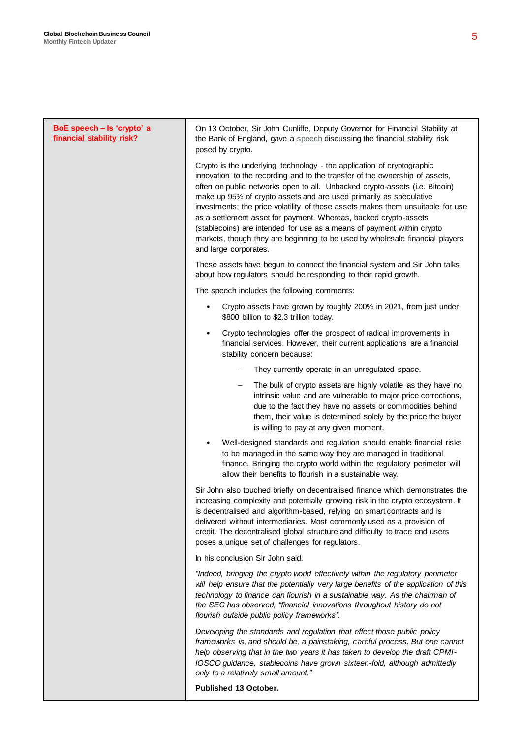## BoE speech – Is 'crypto' a financial stability risk?

On 13 October, Sir John Cunliffe, Deputy Governor for Financial Stability at the Bank of England, gave a speech discussing the financial stability risk posed by crypto.

Crypto is the underlying technology - the application of cryptographic innovation to the recording and to the transfer of the ownership of assets, often on public networks open to all. Unbacked crypto-assets (i.e. Bitcoin) make up 95% of crypto assets and are used primarily as speculative investments; the price volatility of these assets makes them unsuitable for use as a settlement asset for payment. Whereas, backed crypto-assets (stablecoins) are intended for use as a means of payment within crypto markets, though they are beginning to be used by wholesale financial players and large corporates.

These assets have begun to connect the financial system and Sir John talks about how regulators should be responding to their rapid growth.

The speech includes the following comments:

- Crypto assets have grown by roughly 200% in 2021, from just under $800 billion to $2.3 trillion today.
- Crypto technologies offer the prospect of radical improvements in financial services. However, their current applications are a financial stability concern because:
  - They currently operate in an unregulated space.
  - The bulk of crypto assets are highly volatile as they have no intrinsic value and are vulnerable to major price corrections, due to the fact they have no assets or commodities behind them, their value is determined solely by the price the buyer is willing to pay at any given moment.
- Well-designed standards and regulation should enable financial risks to be managed in the same way they are managed in traditional finance. Bringing the crypto world within the regulatory perimeter will allow their benefits to flourish in a sustainable way.

Sir John also touched briefly on decentralised finance which demonstrates the increasing complexity and potentially growing risk in the crypto ecosystem. It is decentralised and algorithm-based, relying on smart contracts and is delivered without intermediaries. Most commonly used as a provision of credit. The decentralised global structure and difficulty to trace end users poses a unique set of challenges for regulators.

In his conclusion Sir John said:

*"Indeed, bringing the crypto world effectively within the regulatory perimeter will help ensure that the potentially very large benefits of the application of this technology to finance can flourish in a sustainable way. As the chairman of the SEC has observed, "financial innovations throughout history do not flourish outside public policy frameworks".*

*Developing the standards and regulation that effect those public policy frameworks is, and should be, a painstaking, careful process. But one cannot help observing that in the two years it has taken to develop the draft CPMI-IOSCO guidance, stablecoins have grown sixteen-fold, although admittedly only to a relatively small amount."*

**Published 13 October.**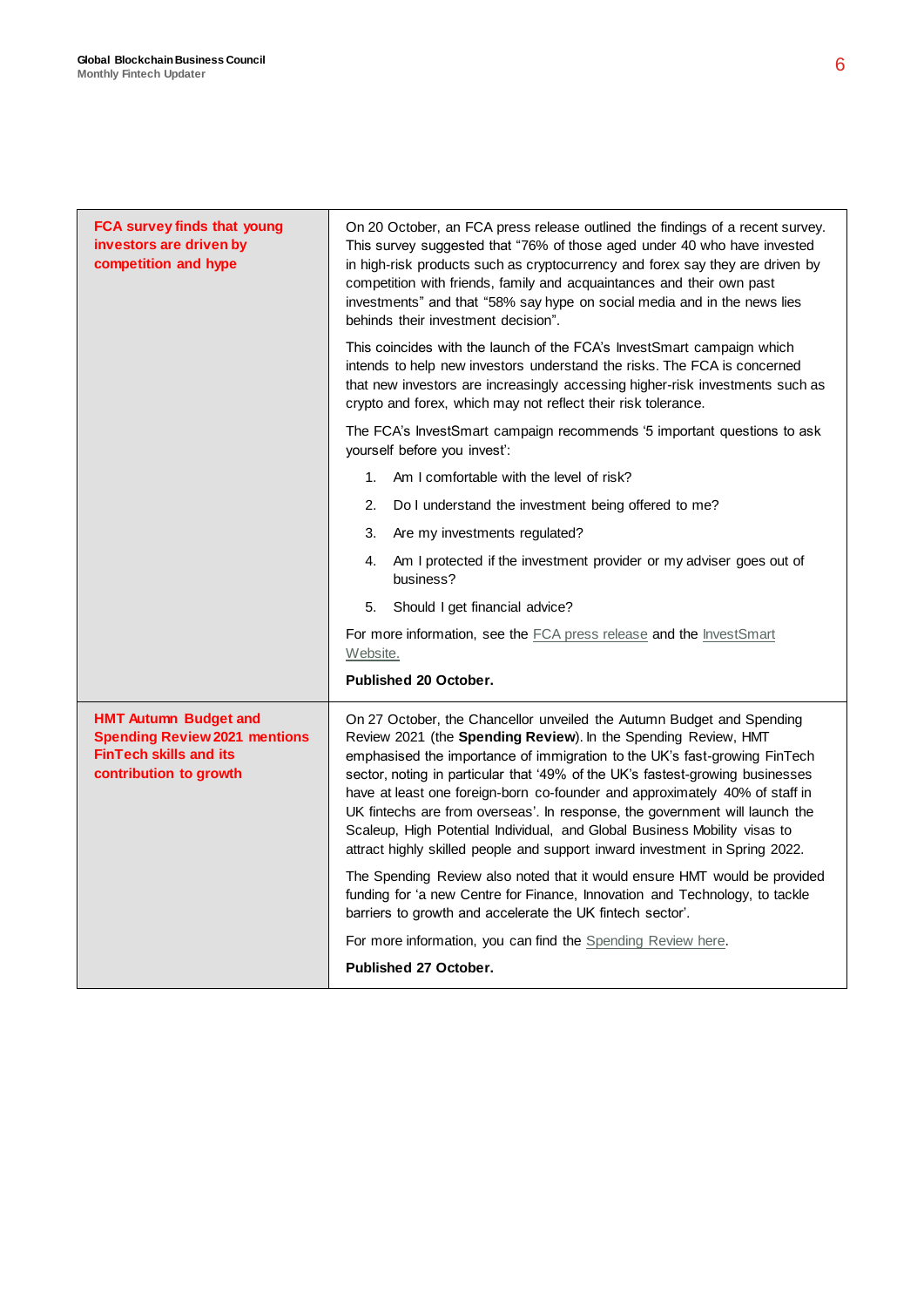| | |
|---|---|
| **FCA survey finds that young investors are driven by competition and hype** | On 20 October, an FCA press release outlined the findings of a recent survey. This survey suggested that "76% of those aged under 40 who have invested in high-risk products such as cryptocurrency and forex say they are driven by competition with friends, family and acquaintances and their own past investments" and that "58% say hype on social media and in the news lies behind their investment decision".<br><br>This coincides with the launch of the FCA's InvestSmart campaign which intends to help new investors understand the risks. The FCA is concerned that new investors are increasingly accessing higher-risk investments such as crypto and forex, which may not reflect their risk tolerance.<br><br>The FCA's InvestSmart campaign recommends '5 important questions to ask yourself before you invest':<br><br>1. Am I comfortable with the level of risk?<br>2. Do I understand the investment being offered to me?<br>3. Are my investments regulated?<br>4. Am I protected if the investment provider or my adviser goes out of business?<br>5. Should I get financial advice?<br><br>For more information, see the FCA press release and the InvestSmart Website.<br><br>**Published 20 October.** |
| **HMT Autumn Budget and Spending Review 2021 mentions FinTech skills and its contribution to growth** | On 27 October, the Chancellor unveiled the Autumn Budget and Spending Review 2021 (the **Spending Review**). In the Spending Review, HMT emphasised the importance of immigration to the UK's fast-growing FinTech sector, noting in particular that '49% of the UK's fastest-growing businesses have at least one foreign-born co-founder and approximately 40% of staff in UK fintechs are from overseas'. In response, the government will launch the Scaleup, High Potential Individual, and Global Business Mobility visas to attract highly skilled people and support inward investment in Spring 2022.<br><br>The Spending Review also noted that it would ensure HMT would be provided funding for 'a new Centre for Finance, Innovation and Technology, to tackle barriers to growth and accelerate the UK fintech sector'.<br><br>For more information, you can find the Spending Review here.<br><br>**Published 27 October.** |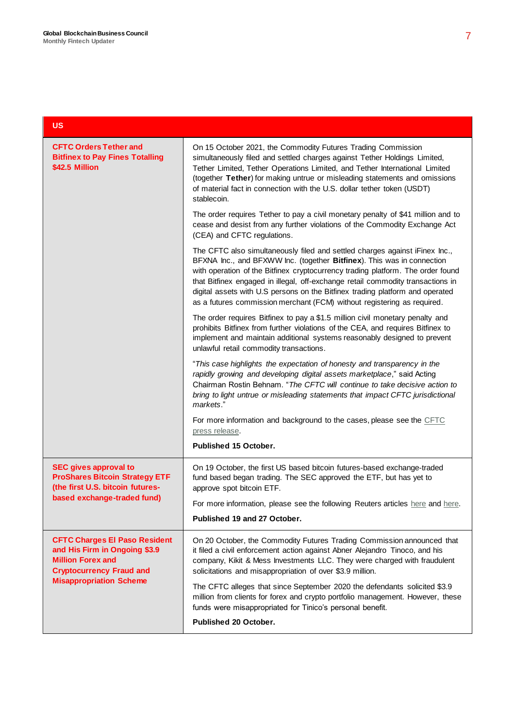| US | |
|---|---|
| **CFTC Orders Tether and Bitfinex to Pay Fines Totalling $42.5 Million** | On 15 October 2021, the Commodity Futures Trading Commission simultaneously filed and settled charges against Tether Holdings Limited, Tether Limited, Tether Operations Limited, and Tether International Limited (together **Tether**) for making untrue or misleading statements and omissions of material fact in connection with the U.S. dollar tether token (USDT) stablecoin.<br><br>The order requires Tether to pay a civil monetary penalty of $41 million and to cease and desist from any further violations of the Commodity Exchange Act (CEA) and CFTC regulations.<br><br>The CFTC also simultaneously filed and settled charges against iFinex Inc., BFXNA Inc., and BFXWW Inc. (together **Bitfinex**). This was in connection with operation of the Bitfinex cryptocurrency trading platform. The order found that Bitfinex engaged in illegal, off-exchange retail commodity transactions in digital assets with U.S persons on the Bitfinex trading platform and operated as a futures commission merchant (FCM) without registering as required.<br><br>The order requires Bitfinex to pay a $1.5 million civil monetary penalty and prohibits Bitfinex from further violations of the CEA, and requires Bitfinex to implement and maintain additional systems reasonably designed to prevent unlawful retail commodity transactions.<br><br>"*This case highlights the expectation of honesty and transparency in the rapidly growing and developing digital assets marketplace*," said Acting Chairman Rostin Behnam. "*The CFTC will continue to take decisive action to bring to light untrue or misleading statements that impact CFTC jurisdictional markets*."<br><br>For more information and background to the cases, please see the CFTC press release.<br><br>**Published 15 October.** |
| **SEC gives approval to ProShares Bitcoin Strategy ETF (the first U.S. bitcoin futures-based exchange-traded fund)** | On 19 October, the first US based bitcoin futures-based exchange-traded fund based began trading. The SEC approved the ETF, but has yet to approve spot bitcoin ETF.<br><br>For more information, please see the following Reuters articles here and here.<br><br>**Published 19 and 27 October.** |
| **CFTC Charges El Paso Resident and His Firm in Ongoing $3.9 Million Forex and Cryptocurrency Fraud and Misappropriation Scheme** | On 20 October, the Commodity Futures Trading Commission announced that it filed a civil enforcement action against Abner Alejandro Tinoco, and his company, Kikit & Mess Investments LLC. They were charged with fraudulent solicitations and misappropriation of over $3.9 million.<br><br>The CFTC alleges that since September 2020 the defendants solicited $3.9 million from clients for forex and crypto portfolio management. However, these funds were misappropriated for Tinico's personal benefit.<br><br>**Published 20 October.** |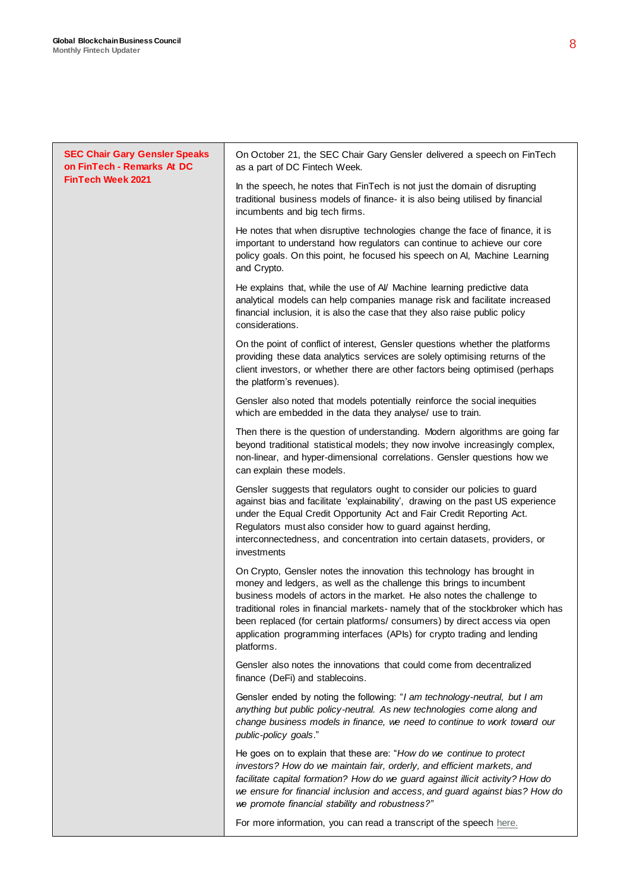## SEC Chair Gary Gensler Speaks on FinTech - Remarks At DC FinTech Week 2021

On October 21, the SEC Chair Gary Gensler delivered a speech on FinTech as a part of DC Fintech Week.

In the speech, he notes that FinTech is not just the domain of disrupting traditional business models of finance- it is also being utilised by financial incumbents and big tech firms.

He notes that when disruptive technologies change the face of finance, it is important to understand how regulators can continue to achieve our core policy goals. On this point, he focused his speech on AI, Machine Learning and Crypto.

He explains that, while the use of AI/ Machine learning predictive data analytical models can help companies manage risk and facilitate increased financial inclusion, it is also the case that they also raise public policy considerations.

On the point of conflict of interest, Gensler questions whether the platforms providing these data analytics services are solely optimising returns of the client investors, or whether there are other factors being optimised (perhaps the platform's revenues).

Gensler also noted that models potentially reinforce the social inequities which are embedded in the data they analyse/ use to train.

Then there is the question of understanding. Modern algorithms are going far beyond traditional statistical models; they now involve increasingly complex, non-linear, and hyper-dimensional correlations. Gensler questions how we can explain these models.

Gensler suggests that regulators ought to consider our policies to guard against bias and facilitate 'explainability', drawing on the past US experience under the Equal Credit Opportunity Act and Fair Credit Reporting Act. Regulators must also consider how to guard against herding, interconnectedness, and concentration into certain datasets, providers, or investments

On Crypto, Gensler notes the innovation this technology has brought in money and ledgers, as well as the challenge this brings to incumbent business models of actors in the market. He also notes the challenge to traditional roles in financial markets- namely that of the stockbroker which has been replaced (for certain platforms/ consumers) by direct access via open application programming interfaces (APIs) for crypto trading and lending platforms.

Gensler also notes the innovations that could come from decentralized finance (DeFi) and stablecoins.

Gensler ended by noting the following: "*I am technology-neutral, but I am anything but public policy-neutral. As new technologies come along and change business models in finance, we need to continue to work toward our public-policy goals*."

He goes on to explain that these are: "*How do we continue to protect investors? How do we maintain fair, orderly, and efficient markets, and facilitate capital formation? How do we guard against illicit activity? How do we ensure for financial inclusion and access, and guard against bias? How do we promote financial stability and robustness?*"

For more information, you can read a transcript of the speech here.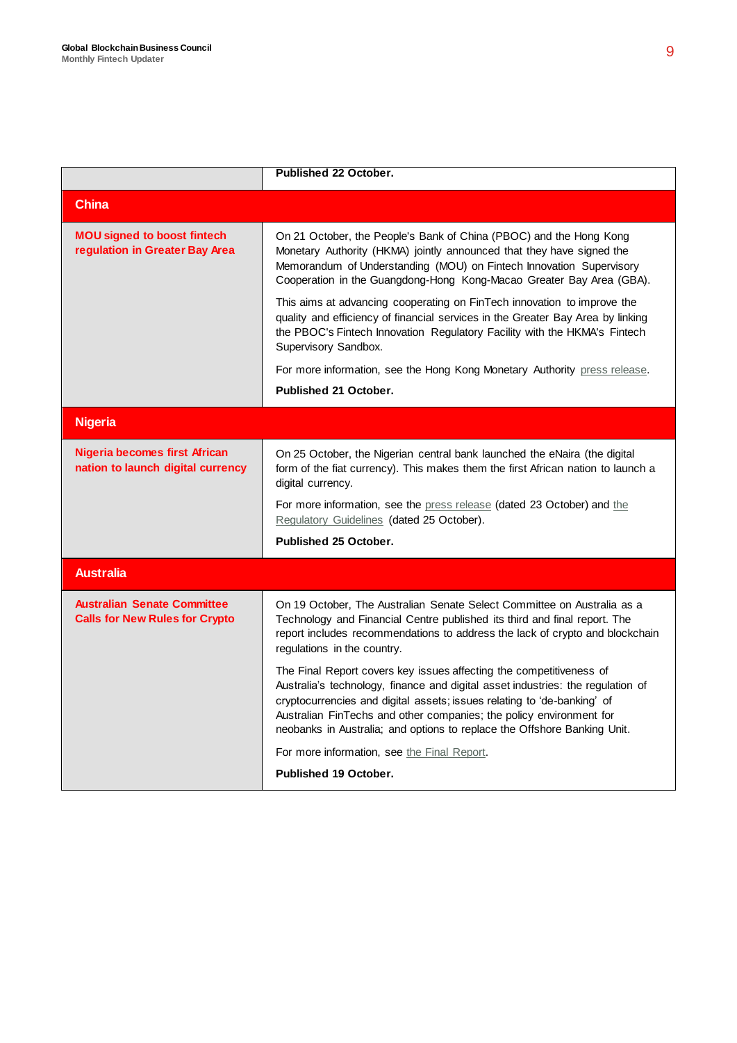| | |
|---|---|
| | **Published 22 October.** |
| **China** | |
| **MOU signed to boost fintech regulation in Greater Bay Area** | On 21 October, the People's Bank of China (PBOC) and the Hong Kong Monetary Authority (HKMA) jointly announced that they have signed the Memorandum of Understanding (MOU) on Fintech Innovation Supervisory Cooperation in the Guangdong-Hong Kong-Macao Greater Bay Area (GBA).<br><br>This aims at advancing cooperating on FinTech innovation to improve the quality and efficiency of financial services in the Greater Bay Area by linking the PBOC's Fintech Innovation Regulatory Facility with the HKMA's Fintech Supervisory Sandbox.<br><br>For more information, see the Hong Kong Monetary Authority press release.<br><br>**Published 21 October.** |
| **Nigeria** | |
| **Nigeria becomes first African nation to launch digital currency** | On 25 October, the Nigerian central bank launched the eNaira (the digital form of the fiat currency). This makes them the first African nation to launch a digital currency.<br><br>For more information, see the press release (dated 23 October) and the Regulatory Guidelines (dated 25 October).<br><br>**Published 25 October.** |
| **Australia** | |
| **Australian Senate Committee Calls for New Rules for Crypto** | On 19 October, The Australian Senate Select Committee on Australia as a Technology and Financial Centre published its third and final report. The report includes recommendations to address the lack of crypto and blockchain regulations in the country.<br><br>The Final Report covers key issues affecting the competitiveness of Australia's technology, finance and digital asset industries: the regulation of cryptocurrencies and digital assets; issues relating to 'de-banking' of Australian FinTechs and other companies; the policy environment for neobanks in Australia; and options to replace the Offshore Banking Unit.<br><br>For more information, see the Final Report.<br><br>**Published 19 October.** |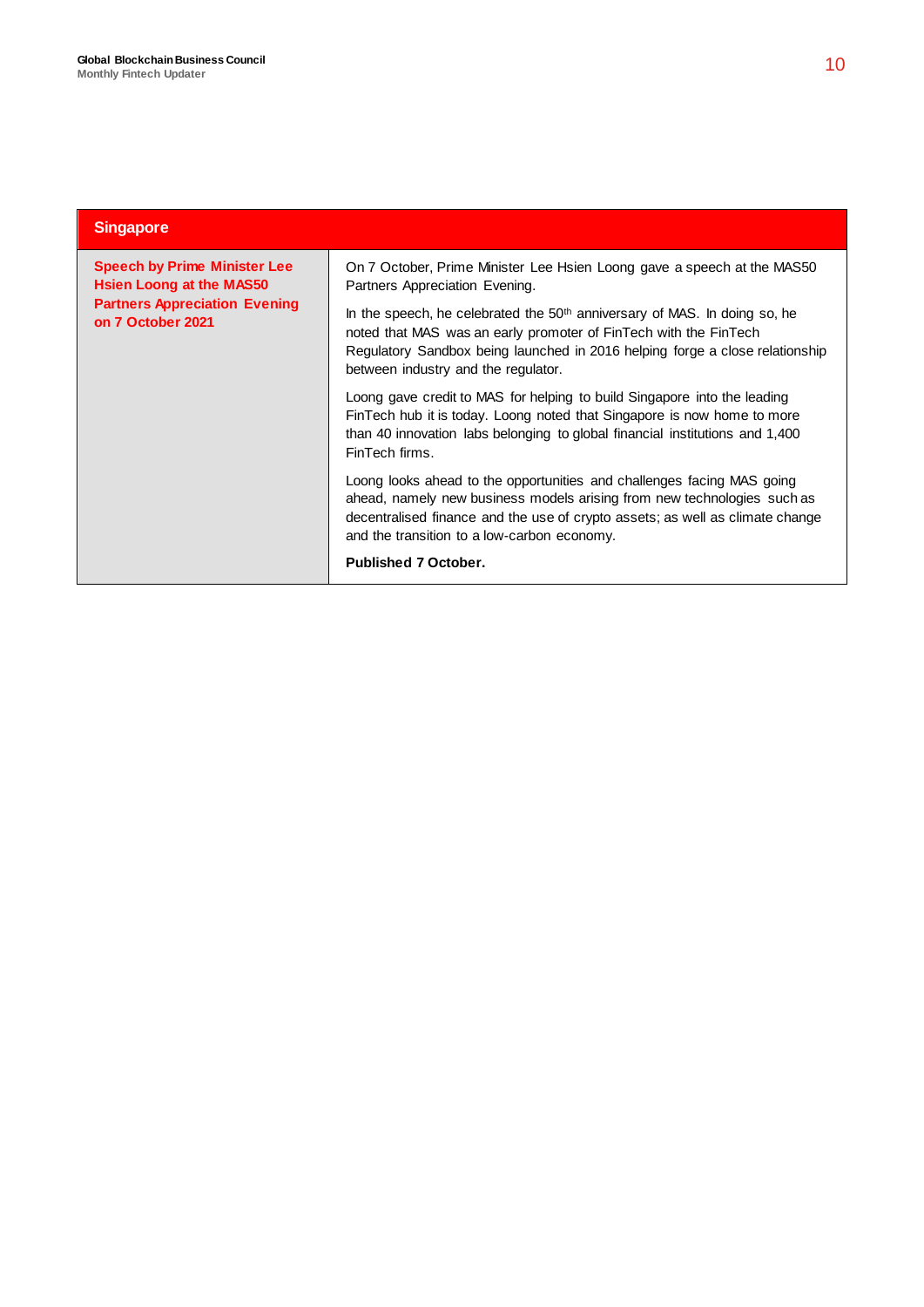| Singapore | |
|---|---|
| **Speech by Prime Minister Lee Hsien Loong at the MAS50 Partners Appreciation Evening on 7 October 2021** | On 7 October, Prime Minister Lee Hsien Loong gave a speech at the MAS50 Partners Appreciation Evening.<br><br>In the speech, he celebrated the 50th anniversary of MAS. In doing so, he noted that MAS was an early promoter of FinTech with the FinTech Regulatory Sandbox being launched in 2016 helping forge a close relationship between industry and the regulator.<br><br>Loong gave credit to MAS for helping to build Singapore into the leading FinTech hub it is today. Loong noted that Singapore is now home to more than 40 innovation labs belonging to global financial institutions and 1,400 FinTech firms.<br><br>Loong looks ahead to the opportunities and challenges facing MAS going ahead, namely new business models arising from new technologies such as decentralised finance and the use of crypto assets; as well as climate change and the transition to a low-carbon economy.<br><br>**Published 7 October.** |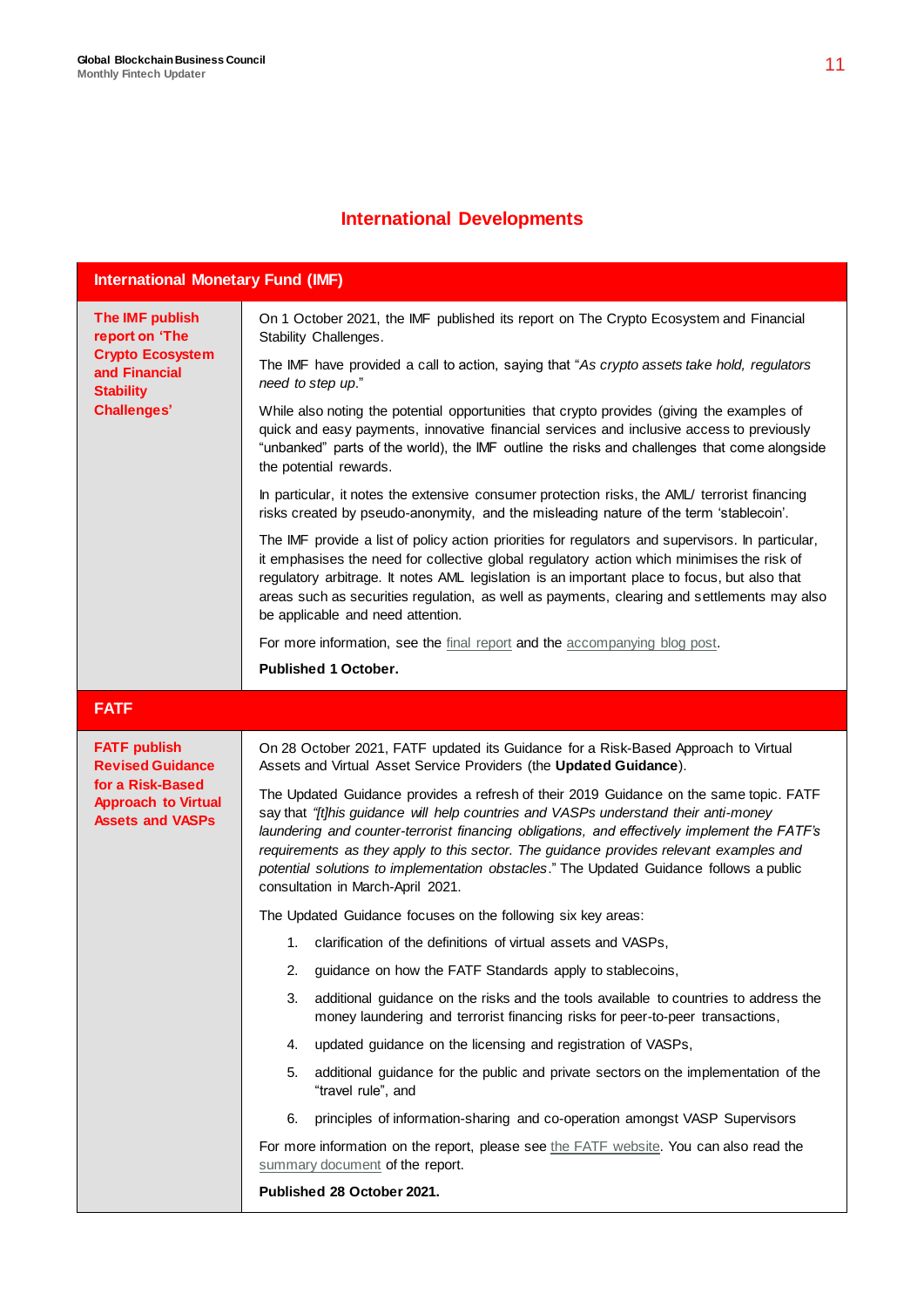# International Developments

## International Monetary Fund (IMF)

**The IMF publish report on 'The Crypto Ecosystem and Financial Stability Challenges'**

On 1 October 2021, the IMF published its report on The Crypto Ecosystem and Financial Stability Challenges.

The IMF have provided a call to action, saying that "*As crypto assets take hold, regulators need to step up.*"

While also noting the potential opportunities that crypto provides (giving the examples of quick and easy payments, innovative financial services and inclusive access to previously "unbanked" parts of the world), the IMF outline the risks and challenges that come alongside the potential rewards.

In particular, it notes the extensive consumer protection risks, the AML/ terrorist financing risks created by pseudo-anonymity, and the misleading nature of the term 'stablecoin'.

The IMF provide a list of policy action priorities for regulators and supervisors. In particular, it emphasises the need for collective global regulatory action which minimises the risk of regulatory arbitrage. It notes AML legislation is an important place to focus, but also that areas such as securities regulation, as well as payments, clearing and settlements may also be applicable and need attention.

For more information, see the final report and the accompanying blog post.

**Published 1 October.**

## FATF

**FATF publish Revised Guidance for a Risk-Based Approach to Virtual Assets and VASPs**

On 28 October 2021, FATF updated its Guidance for a Risk-Based Approach to Virtual Assets and Virtual Asset Service Providers (the **Updated Guidance**).

The Updated Guidance provides a refresh of their 2019 Guidance on the same topic. FATF say that *"[t]his guidance will help countries and VASPs understand their anti-money laundering and counter-terrorist financing obligations, and effectively implement the FATF's requirements as they apply to this sector. The guidance provides relevant examples and potential solutions to implementation obstacles*." The Updated Guidance follows a public consultation in March-April 2021.

The Updated Guidance focuses on the following six key areas:

1. clarification of the definitions of virtual assets and VASPs,
2. guidance on how the FATF Standards apply to stablecoins,
3. additional guidance on the risks and the tools available to countries to address the money laundering and terrorist financing risks for peer-to-peer transactions,
4. updated guidance on the licensing and registration of VASPs,
5. additional guidance for the public and private sectors on the implementation of the "travel rule", and
6. principles of information-sharing and co-operation amongst VASP Supervisors

For more information on the report, please see the FATF website. You can also read the summary document of the report.

**Published 28 October 2021.**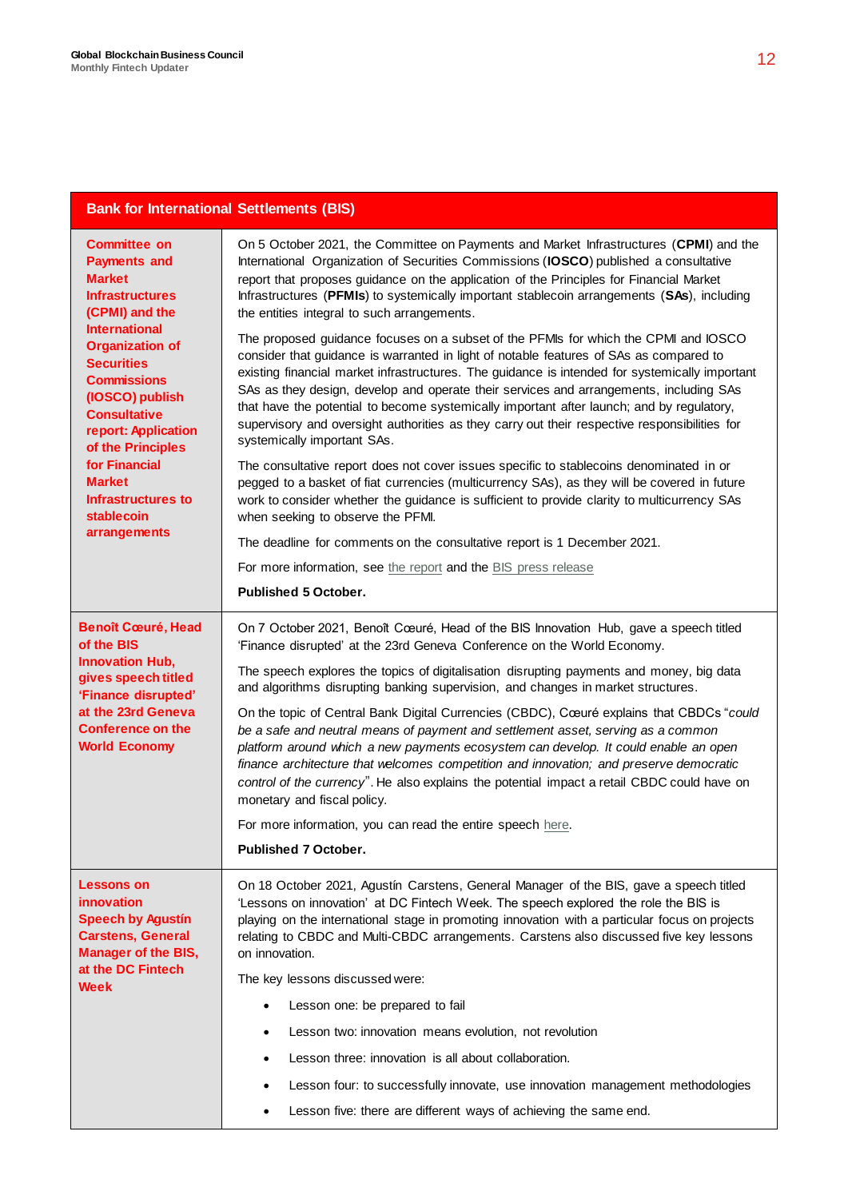| Bank for International Settlements (BIS) | |
|---|---|
| **Committee on Payments and Market Infrastructures (CPMI) and the International Organization of Securities Commissions (IOSCO) publish Consultative report: Application of the Principles for Financial Market Infrastructures to stablecoin arrangements** | On 5 October 2021, the Committee on Payments and Market Infrastructures (**CPMI**) and the International Organization of Securities Commissions (**IOSCO**) published a consultative report that proposes guidance on the application of the Principles for Financial Market Infrastructures (**PFMIs**) to systemically important stablecoin arrangements (**SAs**), including the entities integral to such arrangements.<br><br>The proposed guidance focuses on a subset of the PFMIs for which the CPMI and IOSCO consider that guidance is warranted in light of notable features of SAs as compared to existing financial market infrastructures. The guidance is intended for systemically important SAs as they design, develop and operate their services and arrangements, including SAs that have the potential to become systemically important after launch; and by regulatory, supervisory and oversight authorities as they carry out their respective responsibilities for systemically important SAs.<br><br>The consultative report does not cover issues specific to stablecoins denominated in or pegged to a basket of fiat currencies (multicurrency SAs), as they will be covered in future work to consider whether the guidance is sufficient to provide clarity to multicurrency SAs when seeking to observe the PFMI.<br><br>The deadline for comments on the consultative report is 1 December 2021.<br><br>For more information, see the report and the BIS press release<br><br>**Published 5 October.** |
| **Benoît Cœuré, Head of the BIS Innovation Hub, gives speech titled 'Finance disrupted' at the 23rd Geneva Conference on the World Economy** | On 7 October 2021, Benoît Cœuré, Head of the BIS Innovation Hub, gave a speech titled 'Finance disrupted' at the 23rd Geneva Conference on the World Economy.<br><br>The speech explores the topics of digitalisation disrupting payments and money, big data and algorithms disrupting banking supervision, and changes in market structures.<br><br>On the topic of Central Bank Digital Currencies (CBDC), Cœuré explains that CBDCs "*could be a safe and neutral means of payment and settlement asset, serving as a common platform around which a new payments ecosystem can develop. It could enable an open finance architecture that welcomes competition and innovation; and preserve democratic control of the currency*". He also explains the potential impact a retail CBDC could have on monetary and fiscal policy.<br><br>For more information, you can read the entire speech here.<br><br>**Published 7 October.** |
| **Lessons on innovation Speech by Agustín Carstens, General Manager of the BIS, at the DC Fintech Week** | On 18 October 2021, Agustín Carstens, General Manager of the BIS, gave a speech titled 'Lessons on innovation' at DC Fintech Week. The speech explored the role the BIS is playing on the international stage in promoting innovation with a particular focus on projects relating to CBDC and Multi-CBDC arrangements. Carstens also discussed five key lessons on innovation.<br><br>The key lessons discussed were:<br><br>• Lesson one: be prepared to fail<br>• Lesson two: innovation means evolution, not revolution<br>• Lesson three: innovation is all about collaboration.<br>• Lesson four: to successfully innovate, use innovation management methodologies<br>• Lesson five: there are different ways of achieving the same end. |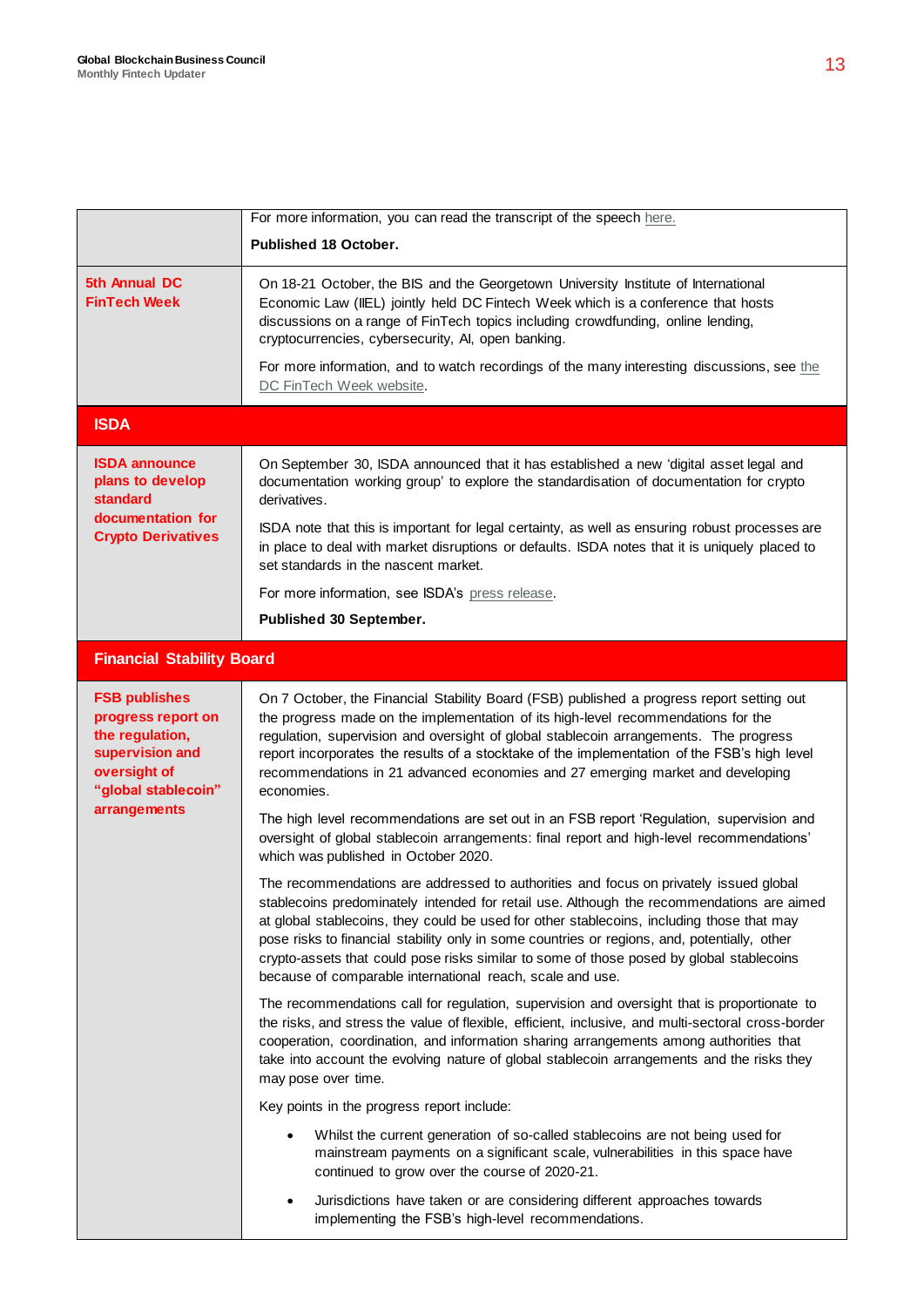| | |
|---|---|
| | For more information, you can read the transcript of the speech here.<br><br>**Published 18 October.** |
| **5th Annual DC FinTech Week** | On 18-21 October, the BIS and the Georgetown University Institute of International Economic Law (IIEL) jointly held DC Fintech Week which is a conference that hosts discussions on a range of FinTech topics including crowdfunding, online lending, cryptocurrencies, cybersecurity, AI, open banking.<br><br>For more information, and to watch recordings of the many interesting discussions, see the DC FinTech Week website. |
| **ISDA** | |
| **ISDA announce plans to develop standard documentation for Crypto Derivatives** | On September 30, ISDA announced that it has established a new 'digital asset legal and documentation working group' to explore the standardisation of documentation for crypto derivatives.<br><br>ISDA note that this is important for legal certainty, as well as ensuring robust processes are in place to deal with market disruptions or defaults. ISDA notes that it is uniquely placed to set standards in the nascent market.<br><br>For more information, see ISDA's press release.<br><br>**Published 30 September.** |
| **Financial Stability Board** | |
| **FSB publishes progress report on the regulation, supervision and oversight of "global stablecoin" arrangements** | On 7 October, the Financial Stability Board (FSB) published a progress report setting out the progress made on the implementation of its high-level recommendations for the regulation, supervision and oversight of global stablecoin arrangements. The progress report incorporates the results of a stocktake of the implementation of the FSB's high level recommendations in 21 advanced economies and 27 emerging market and developing economies.<br><br>The high level recommendations are set out in an FSB report 'Regulation, supervision and oversight of global stablecoin arrangements: final report and high-level recommendations' which was published in October 2020.<br><br>The recommendations are addressed to authorities and focus on privately issued global stablecoins predominately intended for retail use. Although the recommendations are aimed at global stablecoins, they could be used for other stablecoins, including those that may pose risks to financial stability only in some countries or regions, and, potentially, other crypto-assets that could pose risks similar to some of those posed by global stablecoins because of comparable international reach, scale and use.<br><br>The recommendations call for regulation, supervision and oversight that is proportionate to the risks, and stress the value of flexible, efficient, inclusive, and multi-sectoral cross-border cooperation, coordination, and information sharing arrangements among authorities that take into account the evolving nature of global stablecoin arrangements and the risks they may pose over time.<br><br>Key points in the progress report include:<br><br>• Whilst the current generation of so-called stablecoins are not being used for mainstream payments on a significant scale, vulnerabilities in this space have continued to grow over the course of 2020-21.<br><br>• Jurisdictions have taken or are considering different approaches towards implementing the FSB's high-level recommendations. |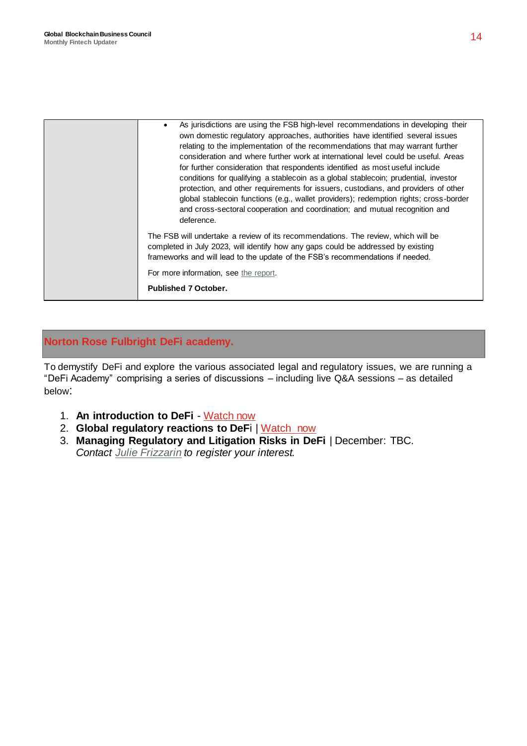| | |
|---|---|
| | • As jurisdictions are using the FSB high-level recommendations in developing their own domestic regulatory approaches, authorities have identified several issues relating to the implementation of the recommendations that may warrant further consideration and where further work at international level could be useful. Areas for further consideration that respondents identified as most useful include conditions for qualifying a stablecoin as a global stablecoin; prudential, investor protection, and other requirements for issuers, custodians, and providers of other global stablecoin functions (e.g., wallet providers); redemption rights; cross-border and cross-sectoral cooperation and coordination; and mutual recognition and deference.<br><br>The FSB will undertake a review of its recommendations. The review, which will be completed in July 2023, will identify how any gaps could be addressed by existing frameworks and will lead to the update of the FSB's recommendations if needed.<br><br>For more information, see the report.<br><br>**Published 7 October.** |

## Norton Rose Fulbright DeFi academy.

To demystify DeFi and explore the various associated legal and regulatory issues, we are running a "DeFi Academy" comprising a series of discussions – including live Q&A sessions – as detailed below:

1. **An introduction to DeFi** - Watch now
2. **Global regulatory reactions to DeFi** | Watch now
3. **Managing Regulatory and Litigation Risks in DeFi** | December: TBC.
   *Contact Julie Frizzarin to register your interest.*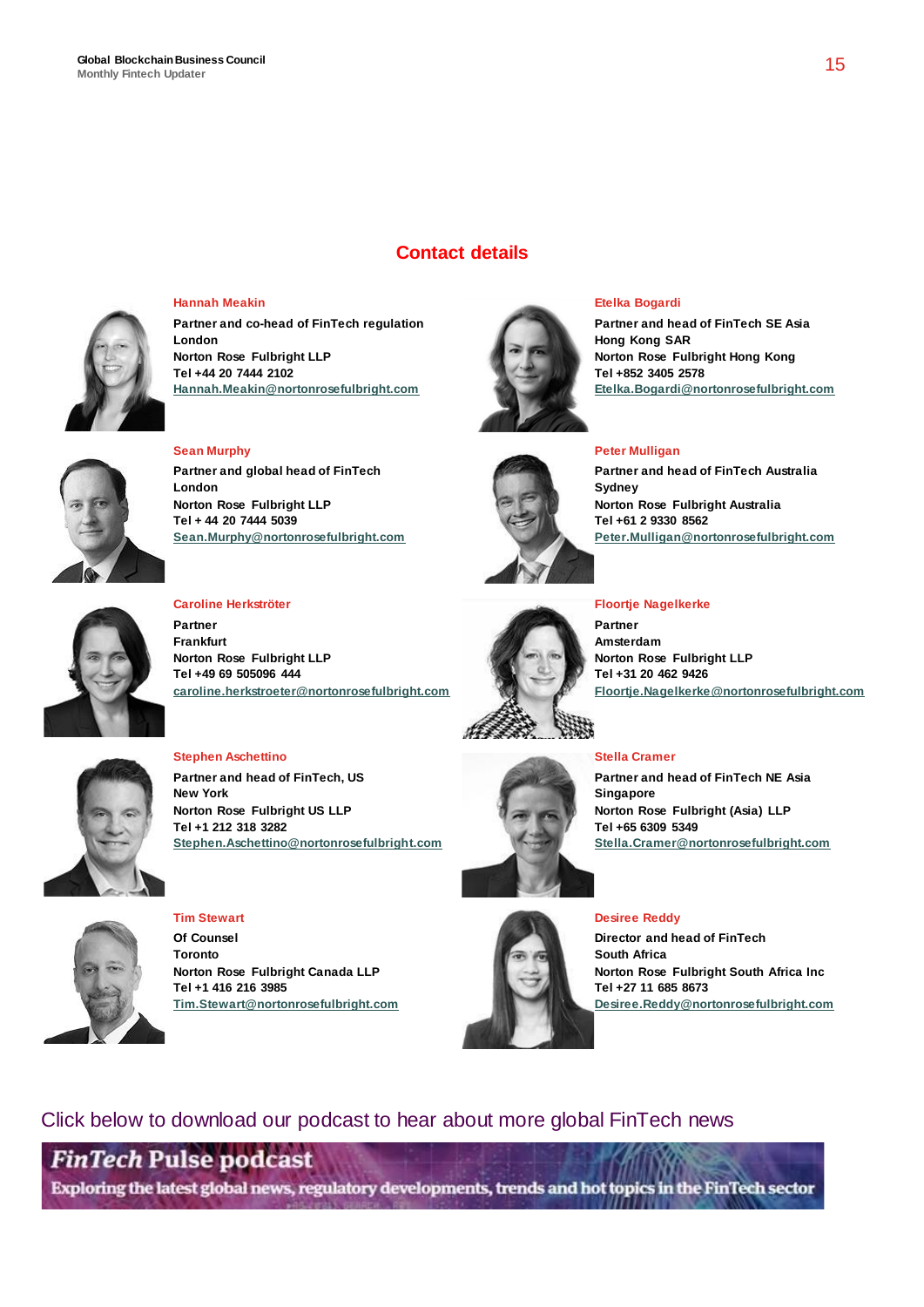## Contact details

**Hannah Meakin**
Partner and co-head of FinTech regulation
London
Norton Rose Fulbright LLP
Tel +44 20 7444 2102
Hannah.Meakin@nortonrosefulbright.com

**Etelka Bogardi**
Partner and head of FinTech SE Asia
Hong Kong SAR
Norton Rose Fulbright Hong Kong
Tel +852 3405 2578
Etelka.Bogardi@nortonrosefulbright.com

**Sean Murphy**
Partner and global head of FinTech
London
Norton Rose Fulbright LLP
Tel + 44 20 7444 5039
Sean.Murphy@nortonrosefulbright.com

**Peter Mulligan**
Partner and head of FinTech Australia
Sydney
Norton Rose Fulbright Australia
Tel +61 2 9330 8562
Peter.Mulligan@nortonrosefulbright.com

**Caroline Herkströter**
Partner
Frankfurt
Norton Rose Fulbright LLP
Tel +49 69 505096 444
caroline.herkstroeter@nortonrosefulbright.com

**Floortje Nagelkerke**
Partner
Amsterdam
Norton Rose Fulbright LLP
Tel +31 20 462 9426
Floortje.Nagelkerke@nortonrosefulbright.com

**Stephen Aschettino**
Partner and head of FinTech, US
New York
Norton Rose Fulbright US LLP
Tel +1 212 318 3282
Stephen.Aschettino@nortonrosefulbright.com

**Stella Cramer**
Partner and head of FinTech NE Asia
Singapore
Norton Rose Fulbright (Asia) LLP
Tel +65 6309 5349
Stella.Cramer@nortonrosefulbright.com

**Tim Stewart**
Of Counsel
Toronto
Norton Rose Fulbright Canada LLP
Tel +1 416 216 3985
Tim.Stewart@nortonrosefulbright.com

**Desiree Reddy**
Director and head of FinTech
South Africa
Norton Rose Fulbright South Africa Inc
Tel +27 11 685 8673
Desiree.Reddy@nortonrosefulbright.com

Click below to download our podcast to hear about more global FinTech news

**FinTech Pulse podcast**
Exploring the latest global news, regulatory developments, trends and hot topics in the FinTech sector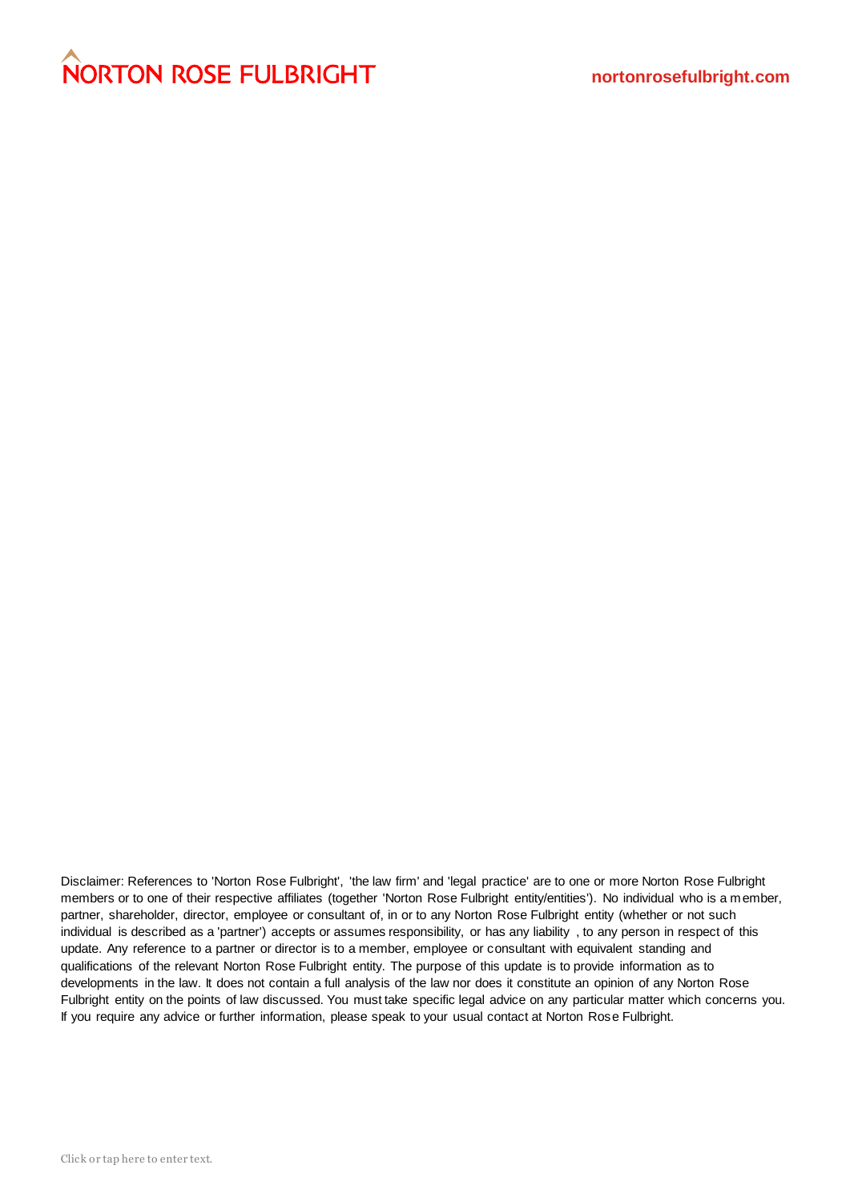Disclaimer: References to 'Norton Rose Fulbright', 'the law firm' and 'legal practice' are to one or more Norton Rose Fulbright members or to one of their respective affiliates (together 'Norton Rose Fulbright entity/entities'). No individual who is a member, partner, shareholder, director, employee or consultant of, in or to any Norton Rose Fulbright entity (whether or not such individual is described as a 'partner') accepts or assumes responsibility, or has any liability, to any person in respect of this update. Any reference to a partner or director is to a member, employee or consultant with equivalent standing and qualifications of the relevant Norton Rose Fulbright entity. The purpose of this update is to provide information as to developments in the law. It does not contain a full analysis of the law nor does it constitute an opinion of any Norton Rose Fulbright entity on the points of law discussed. You must take specific legal advice on any particular matter which concerns you. If you require any advice or further information, please speak to your usual contact at Norton Rose Fulbright.

Click or tap here to enter text.